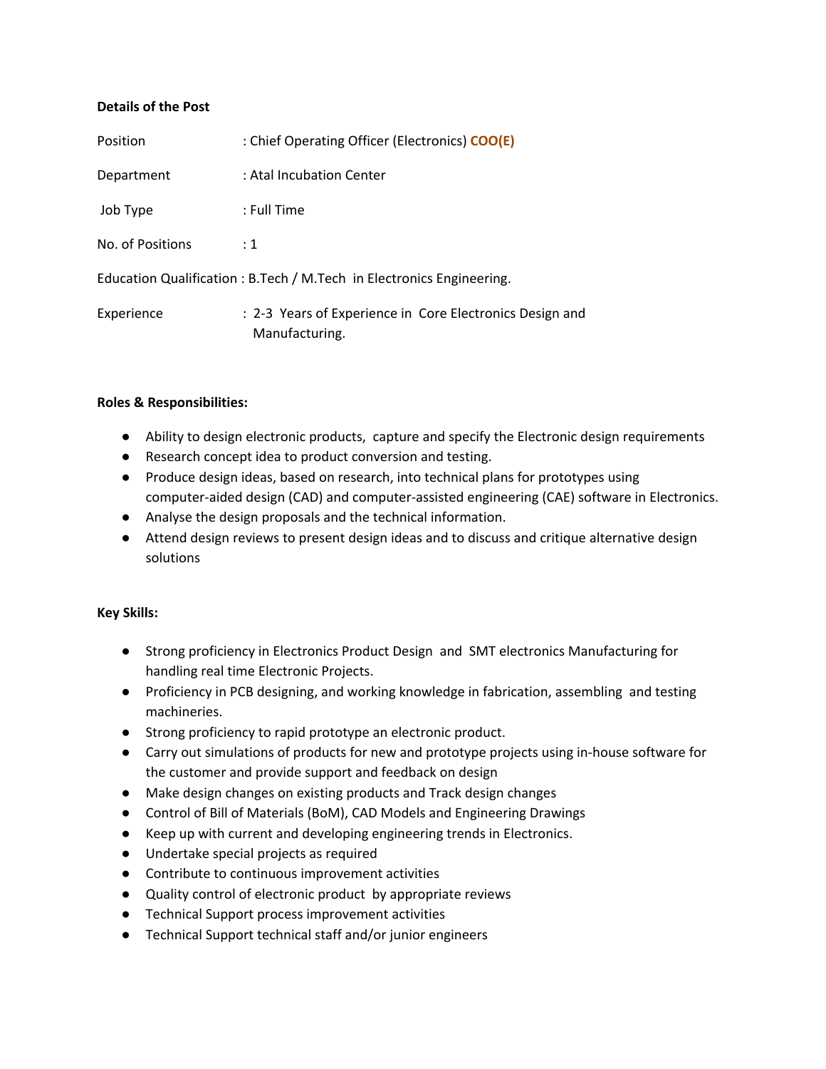**Details of the Post**

| | |
|---|---|
| Position | : Chief Operating Officer (Electronics) **COO(E)** |
| Department | : Atal Incubation Center |
| Job Type | : Full Time |
| No. of Positions | : 1 |
| Education Qualification | : B.Tech / M.Tech in Electronics Engineering. |
| Experience | : 2-3 Years of Experience in Core Electronics Design and Manufacturing. |

**Roles & Responsibilities:**

- Ability to design electronic products, capture and specify the Electronic design requirements
- Research concept idea to product conversion and testing.
- Produce design ideas, based on research, into technical plans for prototypes using computer-aided design (CAD) and computer-assisted engineering (CAE) software in Electronics.
- Analyse the design proposals and the technical information.
- Attend design reviews to present design ideas and to discuss and critique alternative design solutions

**Key Skills:**

- Strong proficiency in Electronics Product Design and SMT electronics Manufacturing for handling real time Electronic Projects.
- Proficiency in PCB designing, and working knowledge in fabrication, assembling and testing machineries.
- Strong proficiency to rapid prototype an electronic product.
- Carry out simulations of products for new and prototype projects using in-house software for the customer and provide support and feedback on design
- Make design changes on existing products and Track design changes
- Control of Bill of Materials (BoM), CAD Models and Engineering Drawings
- Keep up with current and developing engineering trends in Electronics.
- Undertake special projects as required
- Contribute to continuous improvement activities
- Quality control of electronic product by appropriate reviews
- Technical Support process improvement activities
- Technical Support technical staff and/or junior engineers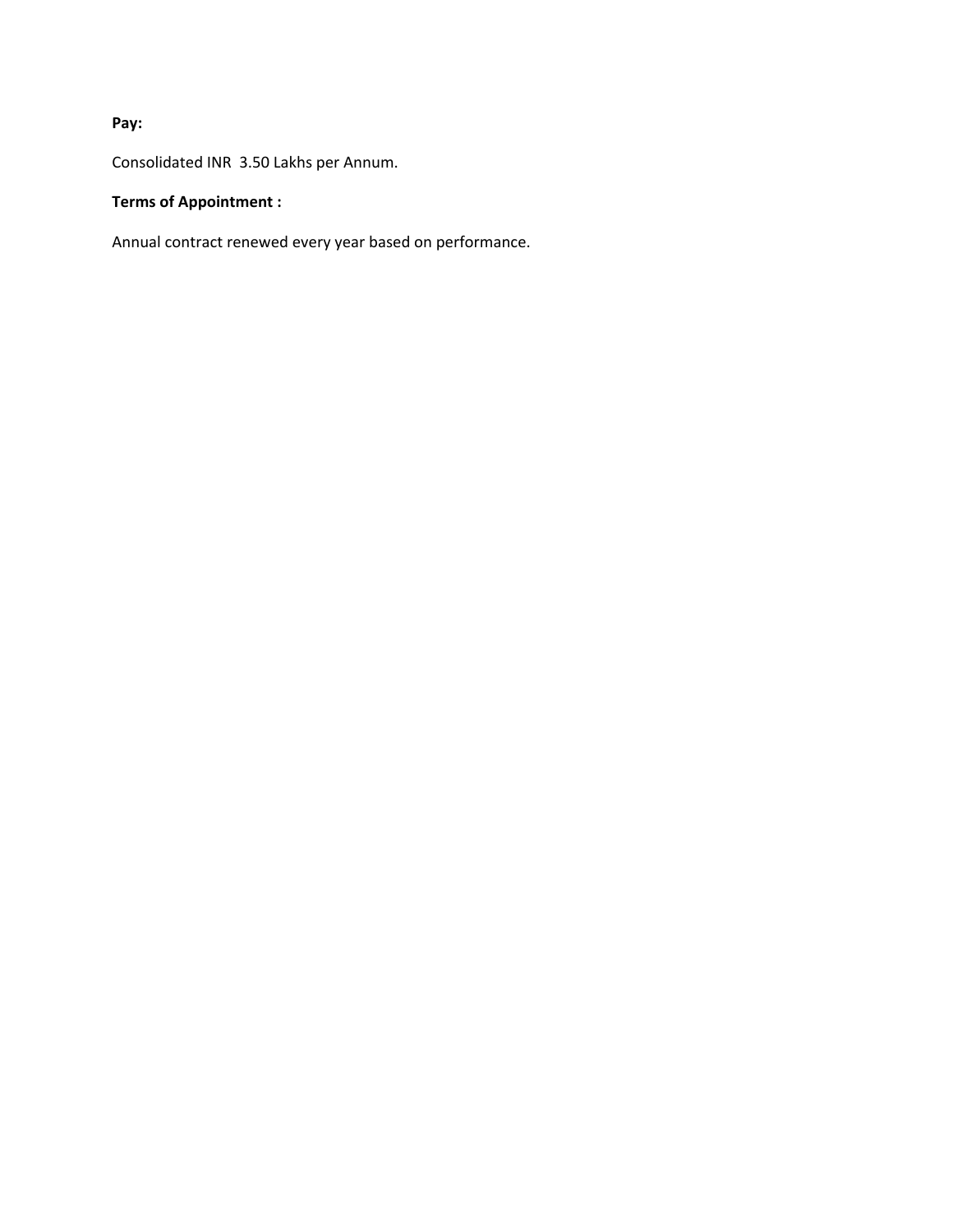**Pay:**

Consolidated INR  3.50 Lakhs per Annum.

**Terms of Appointment :**

Annual contract renewed every year based on performance.